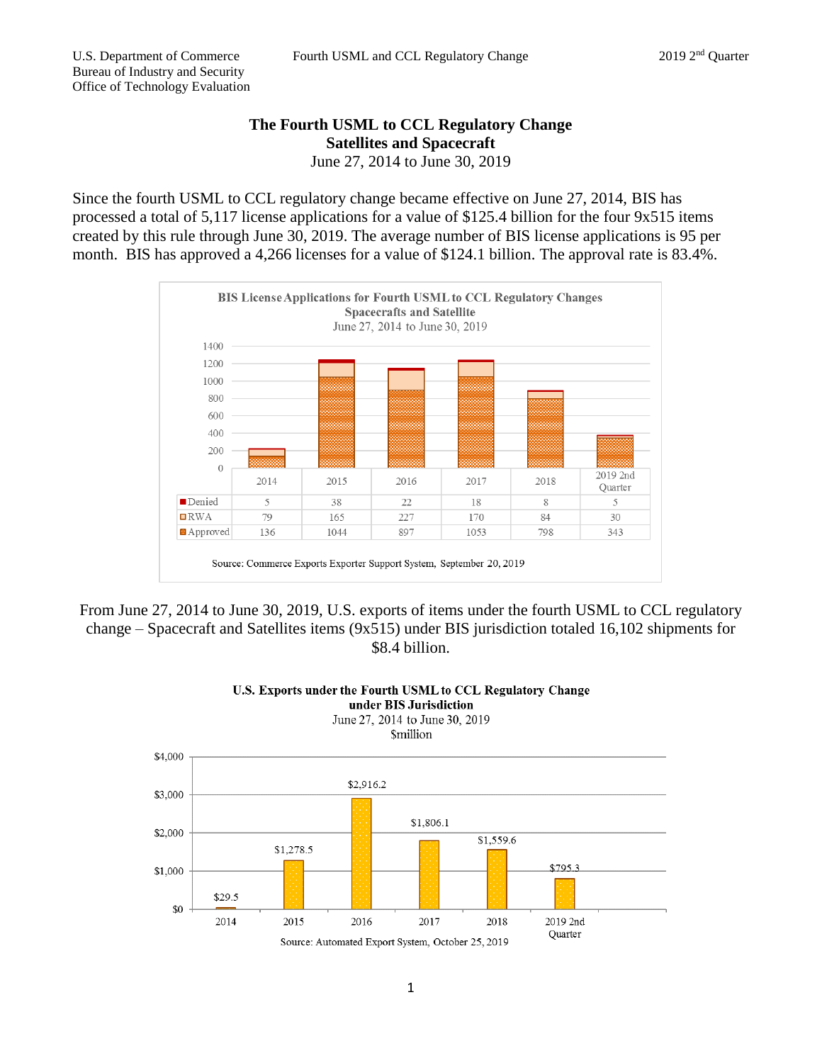# The Fourth USML to CCL Regulatory Change
## Satellites and Spacecraft
June 27, 2014 to June 30, 2019

Since the fourth USML to CCL regulatory change became effective on June 27, 2014, BIS has processed a total of 5,117 license applications for a value of $125.4 billion for the four 9x515 items created by this rule through June 30, 2019. The average number of BIS license applications is 95 per month. BIS has approved a 4,266 licenses for a value of $124.1 billion. The approval rate is 83.4%.

**BIS License Applications for Fourth USML to CCL Regulatory Changes**
**Spacecrafts and Satellite**
June 27, 2014 to June 30, 2019

| | 2014 | 2015 | 2016 | 2017 | 2018 | 2019 2nd Quarter |
|---|---|---|---|---|---|---|
| Denied | 5 | 38 | 22 | 18 | 8 | 5 |
| RWA | 79 | 165 | 227 | 170 | 84 | 30 |
| Approved | 136 | 1044 | 897 | 1053 | 798 | 343 |

Source: Commerce Exports Exporter Support System, September 20, 2019

From June 27, 2014 to June 30, 2019, U.S. exports of items under the fourth USML to CCL regulatory change – Spacecraft and Satellites items (9x515) under BIS jurisdiction totaled 16,102 shipments for $8.4 billion.

**U.S. Exports under the Fourth USML to CCL Regulatory Change under BIS Jurisdiction**
June 27, 2014 to June 30, 2019
$million

| 2014 | 2015 | 2016 | 2017 | 2018 | 2019 2nd Quarter |
|---|---|---|---|---|---|
| $29.5 | $1,278.5 | $2,916.2 | $1,806.1 | $1,559.6 | $795.3 |

Source: Automated Export System, October 25, 2019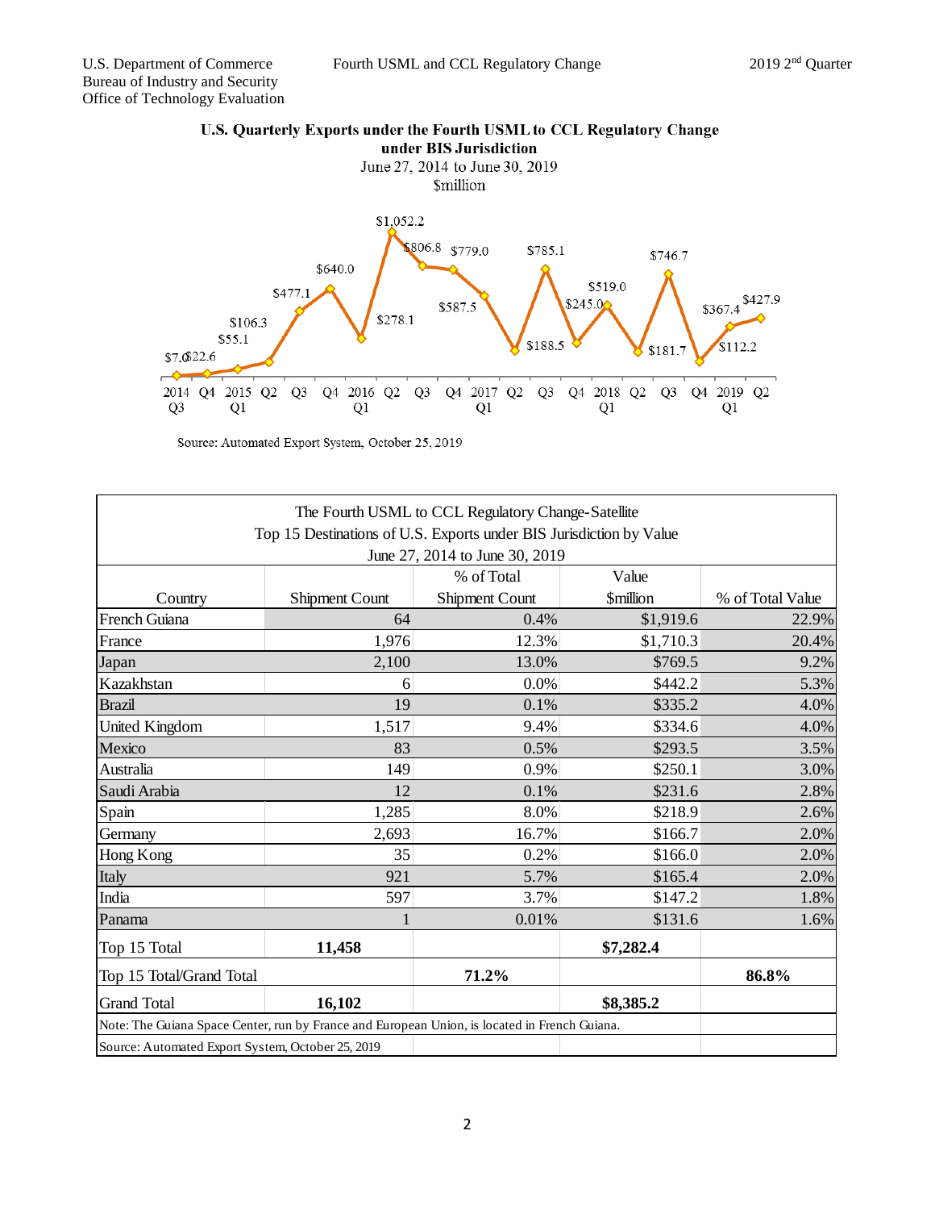**U.S. Quarterly Exports under the Fourth USML to CCL Regulatory Change under BIS Jurisdiction**

June 27, 2014 to June 30, 2019

$million

| Quarter | Value ($million) |
|---|---|
| 2014 Q3 | $7.0 |
| Q4 | $22.6 |
| 2015 Q1 | $55.1 |
| Q2 | $106.3 |
| Q3 | $477.1 |
| Q4 | $640.0 |
| 2016 Q1 | $278.1 |
| Q2 | $1,052.2 |
| Q3 | $806.8 |
| Q4 | $779.0 |
| 2017 Q1 | $587.5 |
| Q2 | $188.5 |
| Q3 | $785.1 |
| Q4 | $245.0 |
| 2018 Q1 | $519.0 |
| Q2 | $181.7 |
| Q3 | $746.7 |
| Q4 | $112.2 |
| 2019 Q1 | $367.4 |
| Q2 | $427.9 |

Source: Automated Export System, October 25, 2019

**The Fourth USML to CCL Regulatory Change-Satellite**
**Top 15 Destinations of U.S. Exports under BIS Jurisdiction by Value**
**June 27, 2014 to June 30, 2019**

| Country | Shipment Count | % of Total Shipment Count | Value $million | % of Total Value |
|---|---|---|---|---|
| French Guiana | 64 | 0.4% | $1,919.6 | 22.9% |
| France | 1,976 | 12.3% | $1,710.3 | 20.4% |
| Japan | 2,100 | 13.0% | $769.5 | 9.2% |
| Kazakhstan | 6 | 0.0% | $442.2 | 5.3% |
| Brazil | 19 | 0.1% | $335.2 | 4.0% |
| United Kingdom | 1,517 | 9.4% | $334.6 | 4.0% |
| Mexico | 83 | 0.5% | $293.5 | 3.5% |
| Australia | 149 | 0.9% | $250.1 | 3.0% |
| Saudi Arabia | 12 | 0.1% | $231.6 | 2.8% |
| Spain | 1,285 | 8.0% | $218.9 | 2.6% |
| Germany | 2,693 | 16.7% | $166.7 | 2.0% |
| Hong Kong | 35 | 0.2% | $166.0 | 2.0% |
| Italy | 921 | 5.7% | $165.4 | 2.0% |
| India | 597 | 3.7% | $147.2 | 1.8% |
| Panama | 1 | 0.01% | $131.6 | 1.6% |
| Top 15 Total | **11,458** | | **$7,282.4** | |
| Top 15 Total/Grand Total | | **71.2%** | | **86.8%** |
| Grand Total | **16,102** | | **$8,385.2** | |

Note: The Guiana Space Center, run by France and European Union, is located in French Guiana.

Source: Automated Export System, October 25, 2019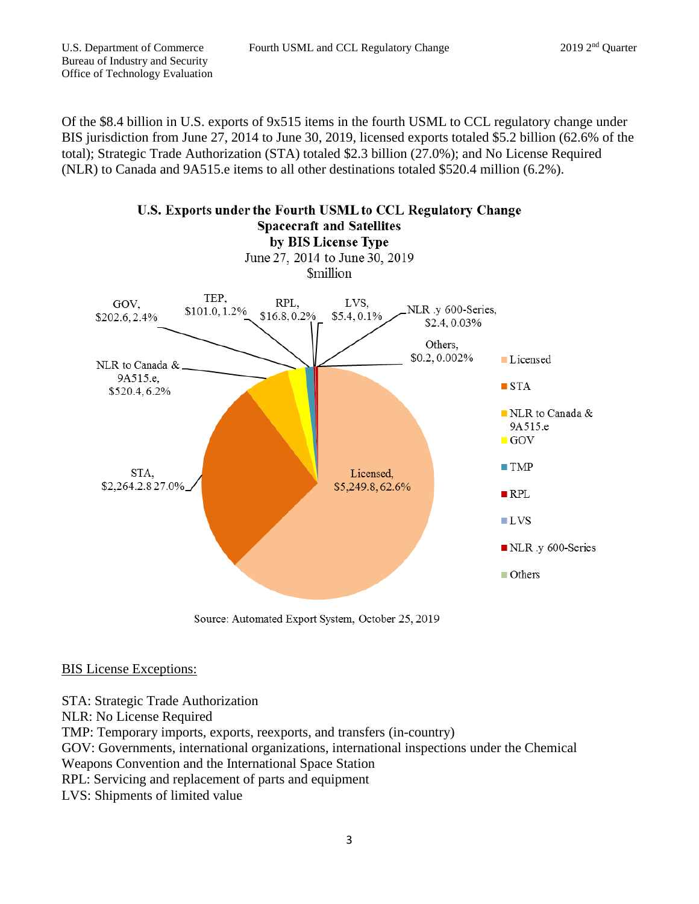Of the $8.4 billion in U.S. exports of 9x515 items in the fourth USML to CCL regulatory change under BIS jurisdiction from June 27, 2014 to June 30, 2019, licensed exports totaled $5.2 billion (62.6% of the total); Strategic Trade Authorization (STA) totaled $2.3 billion (27.0%); and No License Required (NLR) to Canada and 9A515.e items to all other destinations totaled $520.4 million (6.2%).

**U.S. Exports under the Fourth USML to CCL Regulatory Change**
**Spacecraft and Satellites**
**by BIS License Type**
June 27, 2014 to June 30, 2019
$million

GOV, $202.6, 2.4%
TEP, $101.0, 1.2%
RPL, $16.8, 0.2%
LVS, $5.4, 0.1%
NLR .y 600-Series, $2.4, 0.03%
Others, $0.2, 0.002%
NLR to Canada & 9A515.e, $520.4, 6.2%
STA, $2,264.2.8 27.0%
Licensed, $5,249.8, 62.6%

Licensed
STA
NLR to Canada & 9A515.e
GOV
TMP
RPL
LVS
NLR .y 600-Series
Others

Source: Automated Export System, October 25, 2019

<u>BIS License Exceptions:</u>

STA: Strategic Trade Authorization
NLR: No License Required
TMP: Temporary imports, exports, reexports, and transfers (in-country)
GOV: Governments, international organizations, international inspections under the Chemical Weapons Convention and the International Space Station
RPL: Servicing and replacement of parts and equipment
LVS: Shipments of limited value